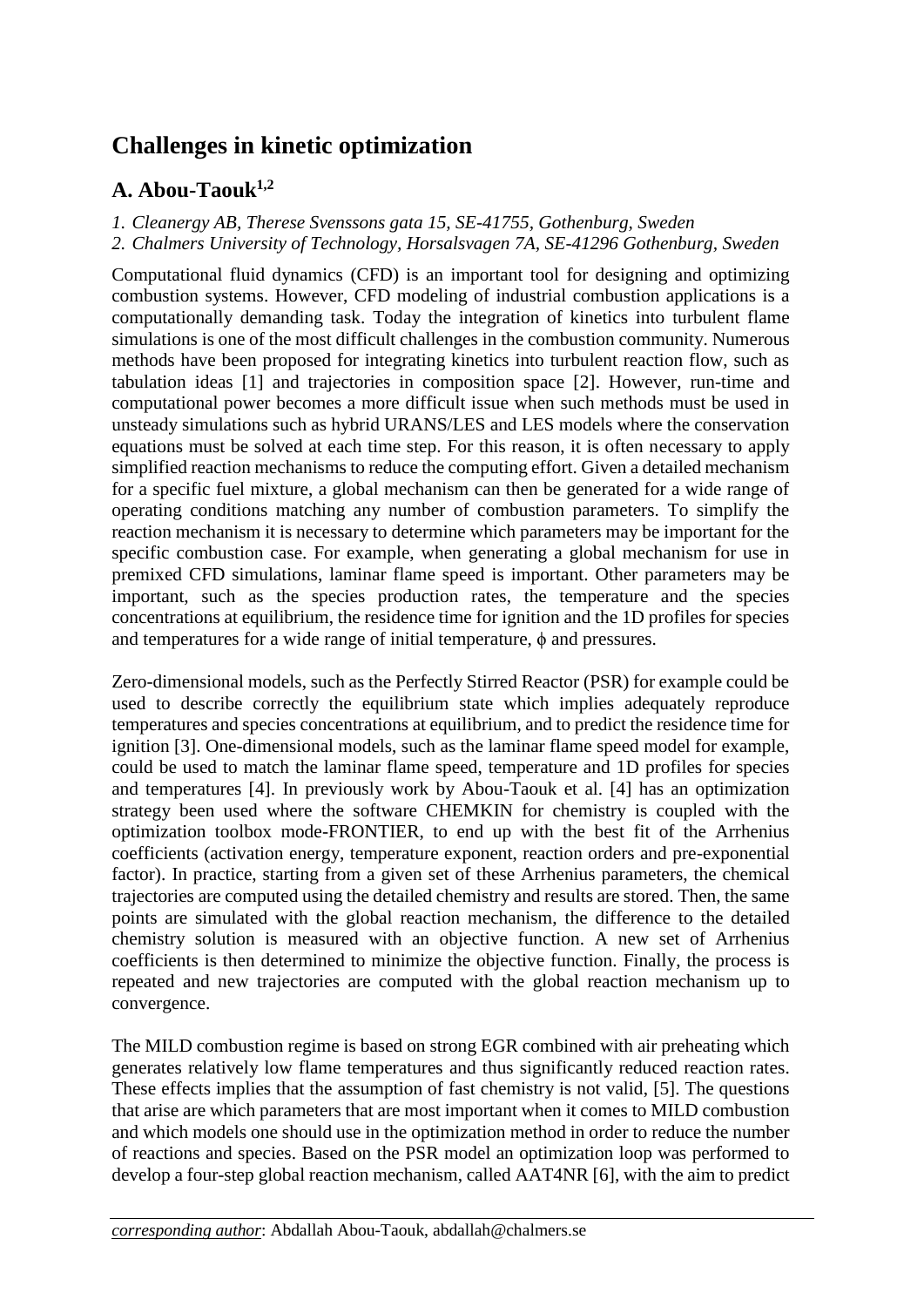# Challenges in kinetic optimization

## A. Abou-Taouk[1,2]

*1. Cleanergy AB, Therese Svenssons gata 15, SE-41755, Gothenburg, Sweden*
*2. Chalmers University of Technology, Horsalsvagen 7A, SE-41296 Gothenburg, Sweden*

Computational fluid dynamics (CFD) is an important tool for designing and optimizing combustion systems. However, CFD modeling of industrial combustion applications is a computationally demanding task. Today the integration of kinetics into turbulent flame simulations is one of the most difficult challenges in the combustion community. Numerous methods have been proposed for integrating kinetics into turbulent reaction flow, such as tabulation ideas [1] and trajectories in composition space [2]. However, run-time and computational power becomes a more difficult issue when such methods must be used in unsteady simulations such as hybrid URANS/LES and LES models where the conservation equations must be solved at each time step. For this reason, it is often necessary to apply simplified reaction mechanisms to reduce the computing effort. Given a detailed mechanism for a specific fuel mixture, a global mechanism can then be generated for a wide range of operating conditions matching any number of combustion parameters. To simplify the reaction mechanism it is necessary to determine which parameters may be important for the specific combustion case. For example, when generating a global mechanism for use in premixed CFD simulations, laminar flame speed is important. Other parameters may be important, such as the species production rates, the temperature and the species concentrations at equilibrium, the residence time for ignition and the 1D profiles for species and temperatures for a wide range of initial temperature, $\phi$ and pressures.

Zero-dimensional models, such as the Perfectly Stirred Reactor (PSR) for example could be used to describe correctly the equilibrium state which implies adequately reproduce temperatures and species concentrations at equilibrium, and to predict the residence time for ignition [3]. One-dimensional models, such as the laminar flame speed model for example, could be used to match the laminar flame speed, temperature and 1D profiles for species and temperatures [4]. In previously work by Abou-Taouk et al. [4] has an optimization strategy been used where the software CHEMKIN for chemistry is coupled with the optimization toolbox mode-FRONTIER, to end up with the best fit of the Arrhenius coefficients (activation energy, temperature exponent, reaction orders and pre-exponential factor). In practice, starting from a given set of these Arrhenius parameters, the chemical trajectories are computed using the detailed chemistry and results are stored. Then, the same points are simulated with the global reaction mechanism, the difference to the detailed chemistry solution is measured with an objective function. A new set of Arrhenius coefficients is then determined to minimize the objective function. Finally, the process is repeated and new trajectories are computed with the global reaction mechanism up to convergence.

The MILD combustion regime is based on strong EGR combined with air preheating which generates relatively low flame temperatures and thus significantly reduced reaction rates. These effects implies that the assumption of fast chemistry is not valid, [5]. The questions that arise are which parameters that are most important when it comes to MILD combustion and which models one should use in the optimization method in order to reduce the number of reactions and species. Based on the PSR model an optimization loop was performed to develop a four-step global reaction mechanism, called AAT4NR [6], with the aim to predict

*corresponding author*: Abdallah Abou-Taouk, abdallah@chalmers.se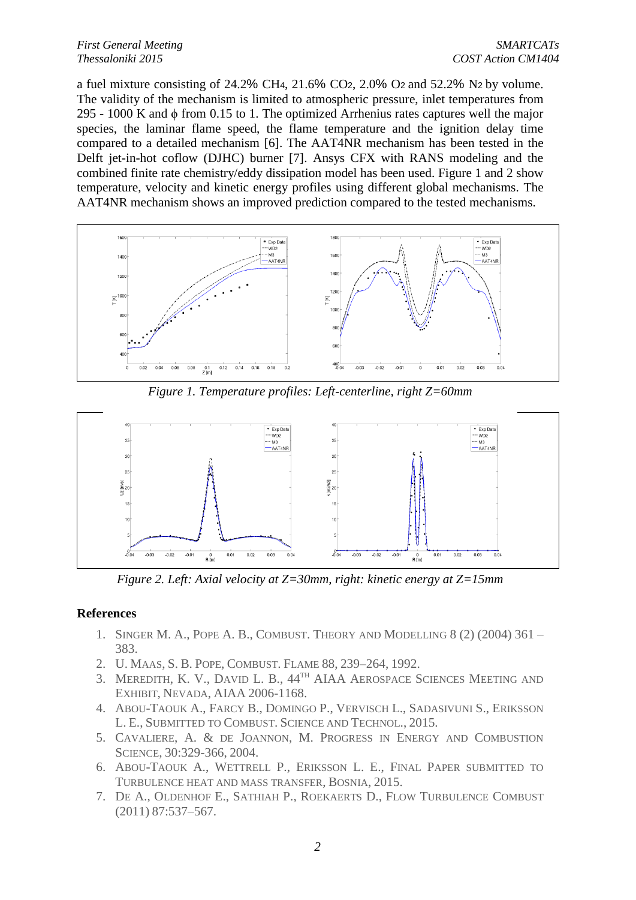a fuel mixture consisting of 24.2% $CH_4$, 21.6% $CO_2$, 2.0% $O_2$ and 52.2% $N_2$ by volume. The validity of the mechanism is limited to atmospheric pressure, inlet temperatures from 295 - 1000 K and $\phi$ from 0.15 to 1. The optimized Arrhenius rates captures well the major species, the laminar flame speed, the flame temperature and the ignition delay time compared to a detailed mechanism [6]. The AAT4NR mechanism has been tested in the Delft jet-in-hot coflow (DJHC) burner [7]. Ansys CFX with RANS modeling and the combined finite rate chemistry/eddy dissipation model has been used. Figure 1 and 2 show temperature, velocity and kinetic energy profiles using different global mechanisms. The AAT4NR mechanism shows an improved prediction compared to the tested mechanisms.

Exp Data
WD2
M3
AAT4NR

T [K]
Z [m]

Exp Data
WD2
M3
AAT4NR

T [K]

*Figure 1. Temperature profiles: Left-centerline, right Z=60mm*

Exp Data
WD2
M3
AAT4NR

Uz [m/s]
R [m]

Exp Data
WD2
M3
AAT4NR

k [m2/s2]
R [m]

*Figure 2. Left: Axial velocity at Z=30mm, right: kinetic energy at Z=15mm*

## References

1. Singer M. A., Pope A. B., Combust. Theory and Modelling 8 (2) (2004) 361 – 383.
2. U. Maas, S. B. Pope, Combust. Flame 88, 239–264, 1992.
3. Meredith, K. V., David L. B., 44TH AIAA Aerospace Sciences Meeting and Exhibit, Nevada, AIAA 2006-1168.
4. Abou-Taouk A., Farcy B., Domingo P., Vervisch L., Sadasivuni S., Eriksson L. E., Submitted to Combust. Science and Technol., 2015.
5. Cavaliere, A. & de Joannon, M. Progress in Energy and Combustion Science, 30:329-366, 2004.
6. Abou-Taouk A., Wettrell P., Eriksson L. E., Final paper submitted to Turbulence heat and mass transfer, Bosnia, 2015.
7. De A., Oldenhof E., Sathiah P., Roekaerts D., Flow Turbulence Combust (2011) 87:537–567.